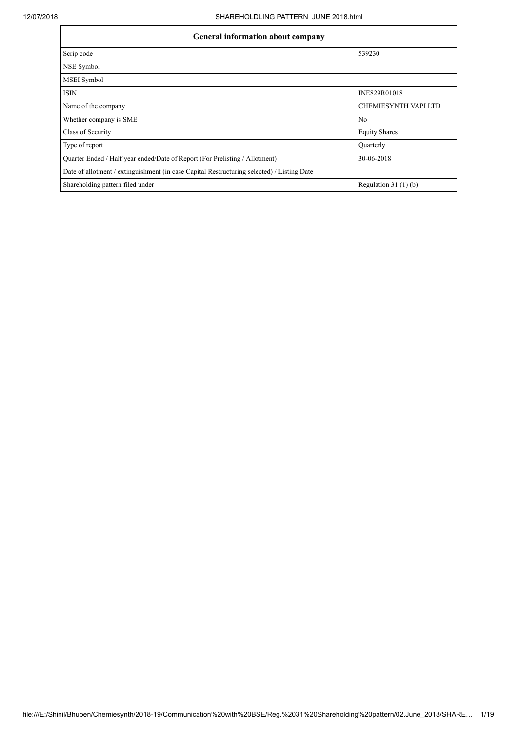| General information about company | |
|---|---|
| Scrip code | 539230 |
| NSE Symbol | |
| MSEI Symbol | |
| ISIN | INE829R01018 |
| Name of the company | CHEMIESYNTH VAPI LTD |
| Whether company is SME | No |
| Class of Security | Equity Shares |
| Type of report | Quarterly |
| Quarter Ended / Half year ended/Date of Report (For Prelisting / Allotment) | 30-06-2018 |
| Date of allotment / extinguishment (in case Capital Restructuring selected) / Listing Date | |
| Shareholding pattern filed under | Regulation 31 (1) (b) |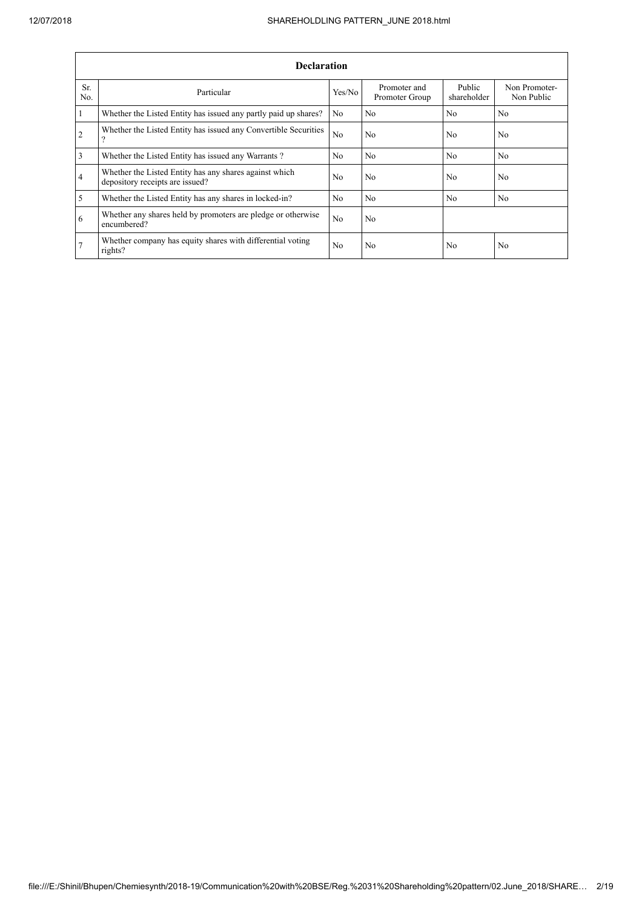| Declaration | | | | | |
|---|---|---|---|---|---|
| Sr. No. | Particular | Yes/No | Promoter and Promoter Group | Public shareholder | Non Promoter- Non Public |
| 1 | Whether the Listed Entity has issued any partly paid up shares? | No | No | No | No |
| 2 | Whether the Listed Entity has issued any Convertible Securities ? | No | No | No | No |
| 3 | Whether the Listed Entity has issued any Warrants ? | No | No | No | No |
| 4 | Whether the Listed Entity has any shares against which depository receipts are issued? | No | No | No | No |
| 5 | Whether the Listed Entity has any shares in locked-in? | No | No | No | No |
| 6 | Whether any shares held by promoters are pledge or otherwise encumbered? | No | No | | |
| 7 | Whether company has equity shares with differential voting rights? | No | No | No | No |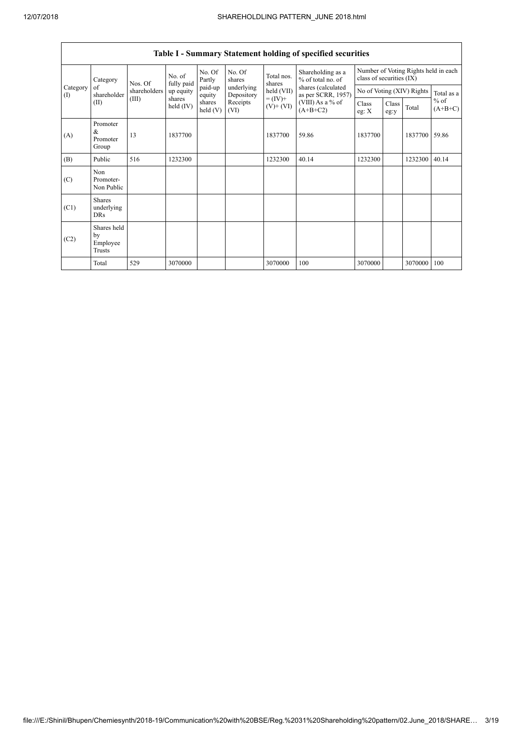| Table I - Summary Statement holding of specified securities | | | | | | | | | | | | |
|---|---|---|---|---|---|---|---|---|---|---|---|---|
| Category (I) | Category of shareholder (II) | Nos. Of shareholders (III) | No. of fully paid up equity shares held (IV) | No. Of Partly paid-up equity shares held (V) | No. Of shares underlying Depository Receipts (VI) | Total nos. shares held (VII) = (IV)+ (V)+ (VI) | Shareholding as a % of total no. of shares (calculated as per SCRR, 1957) (VIII) As a % of (A+B+C2) | Number of Voting Rights held in each class of securities (IX) | | | |
| | | | | | | | | No of Voting (XIV) Rights | | | Total as a % of (A+B+C) |
| | | | | | | | | Class eg: X | Class eg:y | Total | |
| (A) | Promoter & Promoter Group | 13 | 1837700 | | | 1837700 | 59.86 | 1837700 | | 1837700 | 59.86 |
| (B) | Public | 516 | 1232300 | | | 1232300 | 40.14 | 1232300 | | 1232300 | 40.14 |
| (C) | Non Promoter- Non Public | | | | | | | | | | |
| (C1) | Shares underlying DRs | | | | | | | | | | |
| (C2) | Shares held by Employee Trusts | | | | | | | | | | |
| | Total | 529 | 3070000 | | | 3070000 | 100 | 3070000 | | 3070000 | 100 |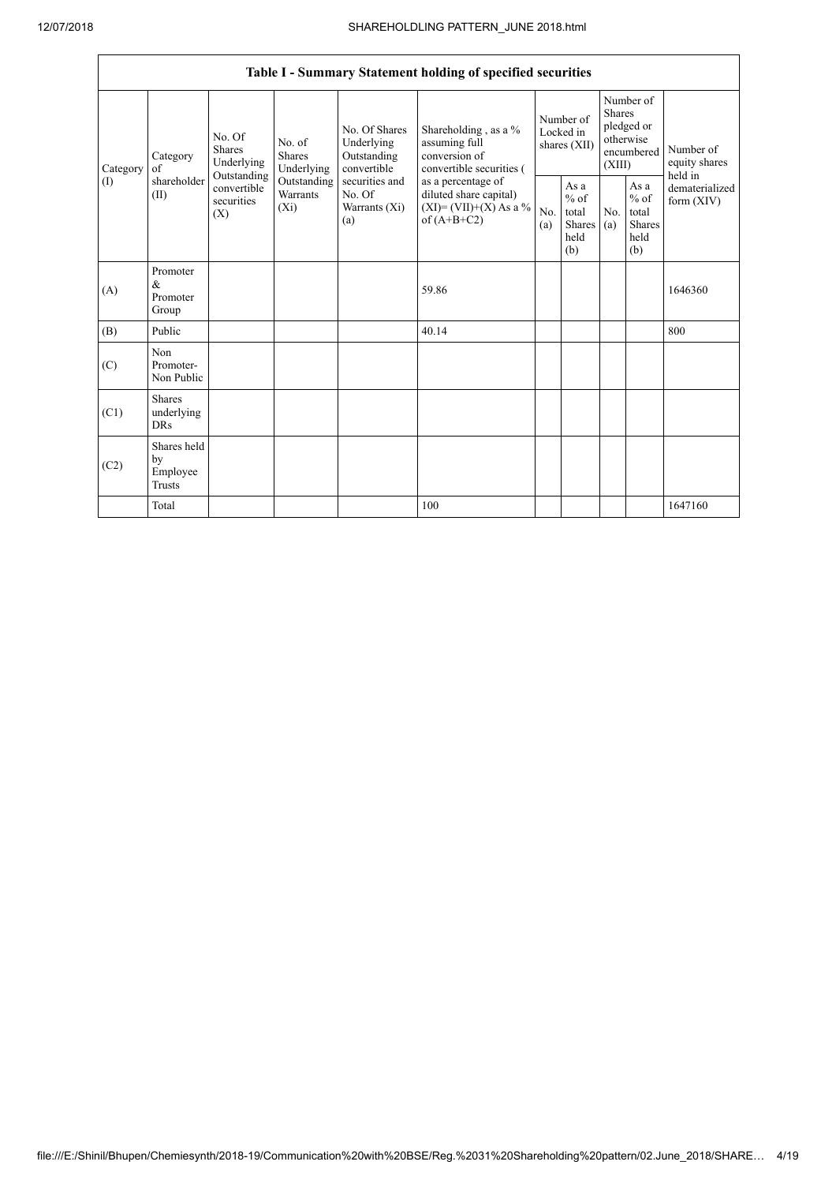## Table I - Summary Statement holding of specified securities

| Category (I) | Category of shareholder (II) | No. Of Shares Underlying Outstanding convertible securities (X) | No. of Shares Underlying Outstanding Warrants (Xi) | No. Of Shares Underlying Outstanding convertible securities and No. Of Warrants (Xi) (a) | Shareholding , as a % assuming full conversion of convertible securities ( as a percentage of diluted share capital) (XI)= (VII)+(X) As a % of (A+B+C2) | Number of Locked in shares (XII) | | Number of Shares pledged or otherwise encumbered (XIII) | | Number of equity shares held in dematerialized form (XIV) |
|---|---|---|---|---|---|---|---|---|---|---|
| | | | | | | No. (a) | As a % of total Shares held (b) | No. (a) | As a % of total Shares held (b) | |
| (A) | Promoter & Promoter Group | | | | 59.86 | | | | | 1646360 |
| (B) | Public | | | | 40.14 | | | | | 800 |
| (C) | Non Promoter- Non Public | | | | | | | | | |
| (C1) | Shares underlying DRs | | | | | | | | | |
| (C2) | Shares held by Employee Trusts | | | | | | | | | |
| | Total | | | | 100 | | | | | 1647160 |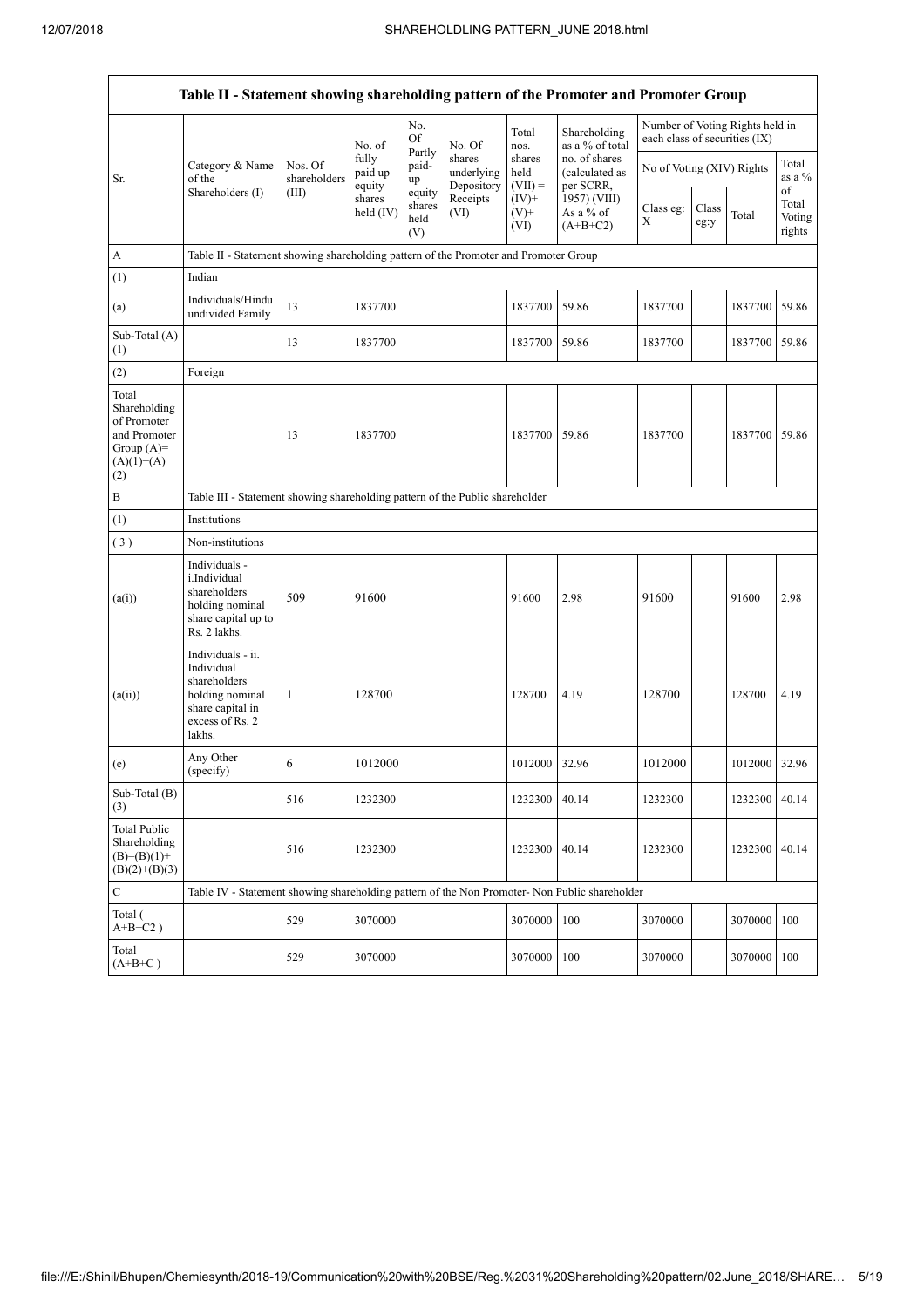| Table II - Statement showing shareholding pattern of the Promoter and Promoter Group | | | | | | | | | | | |
|---|---|---|---|---|---|---|---|---|---|---|---|
| Sr. | Category & Name of the Shareholders (I) | Nos. Of shareholders (III) | No. of fully paid up equity shares held (IV) | No. Of Partly paid-up equity shares held (V) | No. Of shares underlying Depository Receipts (VI) | Total nos. shares held (VII) = (IV)+ (V)+ (VI) | Shareholding as a % of total no. of shares (calculated as per SCRR, 1957) (VIII) As a % of (A+B+C2) | Number of Voting Rights held in each class of securities (IX) | | | |
| | | | | | | | | No of Voting (XIV) Rights | | | Total as a % of Total Voting rights |
| | | | | | | | | Class eg: X | Class eg:y | Total | |
| A | Table II - Statement showing shareholding pattern of the Promoter and Promoter Group | | | | | | | | | | |
| (1) | Indian | | | | | | | | | | |
| (a) | Individuals/Hindu undivided Family | 13 | 1837700 | | | 1837700 | 59.86 | 1837700 | | 1837700 | 59.86 |
| Sub-Total (A) (1) | | 13 | 1837700 | | | 1837700 | 59.86 | 1837700 | | 1837700 | 59.86 |
| (2) | Foreign | | | | | | | | | | |
| Total Shareholding of Promoter and Promoter Group (A)= (A)(1)+(A)(2) | | 13 | 1837700 | | | 1837700 | 59.86 | 1837700 | | 1837700 | 59.86 |
| B | Table III - Statement showing shareholding pattern of the Public shareholder | | | | | | | | | | |
| (1) | Institutions | | | | | | | | | | |
| (3) | Non-institutions | | | | | | | | | | |
| (a(i)) | Individuals - i.Individual shareholders holding nominal share capital up to Rs. 2 lakhs. | 509 | 91600 | | | 91600 | 2.98 | 91600 | | 91600 | 2.98 |
| (a(ii)) | Individuals - ii. Individual shareholders holding nominal share capital in excess of Rs. 2 lakhs. | 1 | 128700 | | | 128700 | 4.19 | 128700 | | 128700 | 4.19 |
| (e) | Any Other (specify) | 6 | 1012000 | | | 1012000 | 32.96 | 1012000 | | 1012000 | 32.96 |
| Sub-Total (B) (3) | | 516 | 1232300 | | | 1232300 | 40.14 | 1232300 | | 1232300 | 40.14 |
| Total Public Shareholding (B)=(B)(1)+ (B)(2)+(B)(3) | | 516 | 1232300 | | | 1232300 | 40.14 | 1232300 | | 1232300 | 40.14 |
| C | Table IV - Statement showing shareholding pattern of the Non Promoter- Non Public shareholder | | | | | | | | | | |
| Total ( A+B+C2 ) | | 529 | 3070000 | | | 3070000 | 100 | 3070000 | | 3070000 | 100 |
| Total (A+B+C ) | | 529 | 3070000 | | | 3070000 | 100 | 3070000 | | 3070000 | 100 |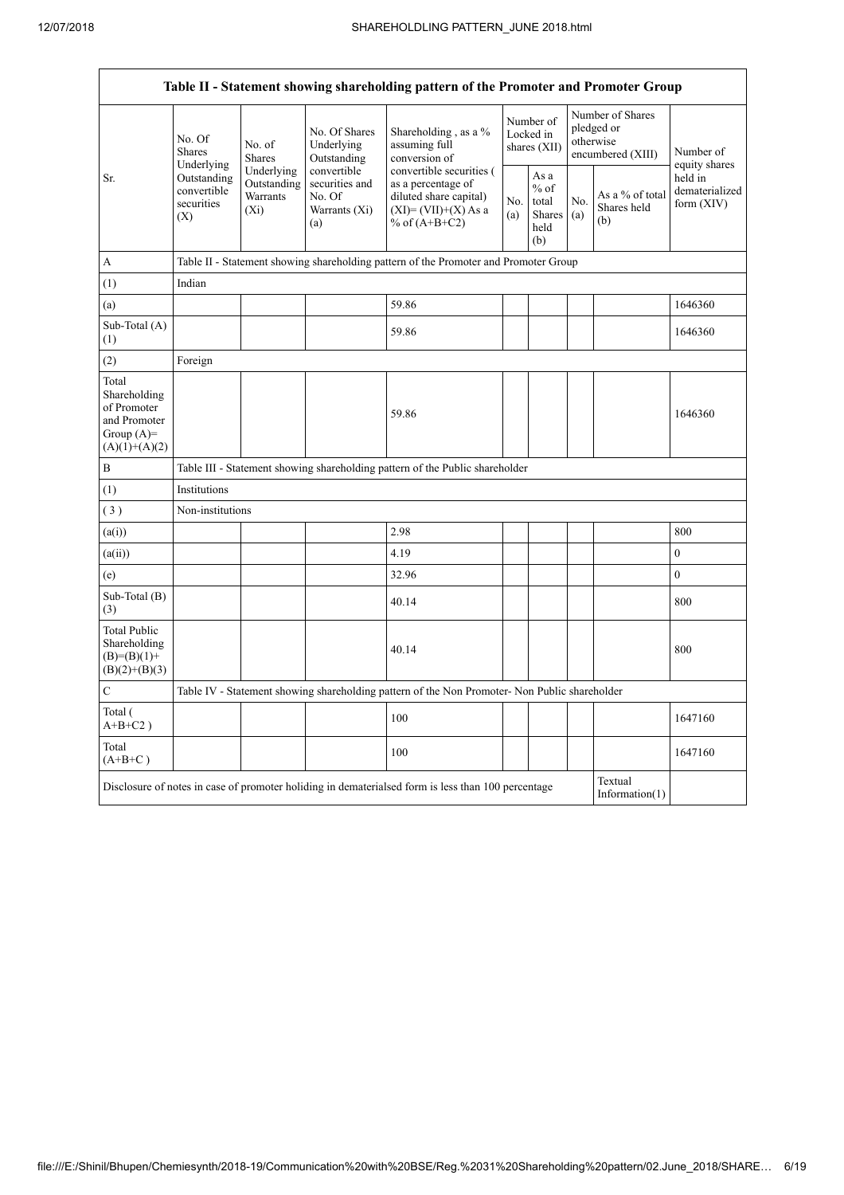| Table II - Statement showing shareholding pattern of the Promoter and Promoter Group | | | | | | | | | |
|---|---|---|---|---|---|---|---|---|---|
| Sr. | No. Of Shares Underlying Outstanding convertible securities (X) | No. of Shares Underlying Outstanding Warrants (Xi) | No. Of Shares Underlying Outstanding convertible securities and No. Of Warrants (Xi) (a) | Shareholding , as a % assuming full conversion of convertible securities ( as a percentage of diluted share capital) (XI)= (VII)+(X) As a % of (A+B+C2) | Number of Locked in shares (XII) | | Number of Shares pledged or otherwise encumbered (XIII) | | Number of equity shares held in dematerialized form (XIV) |
| | | | | | No. (a) | As a % of total Shares held (b) | No. (a) | As a % of total Shares held (b) | |
| A | Table II - Statement showing shareholding pattern of the Promoter and Promoter Group | | | | | | | | |
| (1) | Indian | | | | | | | | |
| (a) | | | | 59.86 | | | | | 1646360 |
| Sub-Total (A) (1) | | | | 59.86 | | | | | 1646360 |
| (2) | Foreign | | | | | | | | |
| Total Shareholding of Promoter and Promoter Group (A)= (A)(1)+(A)(2) | | | | 59.86 | | | | | 1646360 |
| B | Table III - Statement showing shareholding pattern of the Public shareholder | | | | | | | | |
| (1) | Institutions | | | | | | | | |
| ( 3 ) | Non-institutions | | | | | | | | |
| (a(i)) | | | | 2.98 | | | | | 800 |
| (a(ii)) | | | | 4.19 | | | | | 0 |
| (e) | | | | 32.96 | | | | | 0 |
| Sub-Total (B) (3) | | | | 40.14 | | | | | 800 |
| Total Public Shareholding (B)=(B)(1)+(B)(2)+(B)(3) | | | | 40.14 | | | | | 800 |
| C | Table IV - Statement showing shareholding pattern of the Non Promoter- Non Public shareholder | | | | | | | | |
| Total ( A+B+C2 ) | | | | 100 | | | | | 1647160 |
| Total (A+B+C ) | | | | 100 | | | | | 1647160 |
| Disclosure of notes in case of promoter holiding in dematerialsed form is less than 100 percentage | | | | | | | | Textual Information(1) | |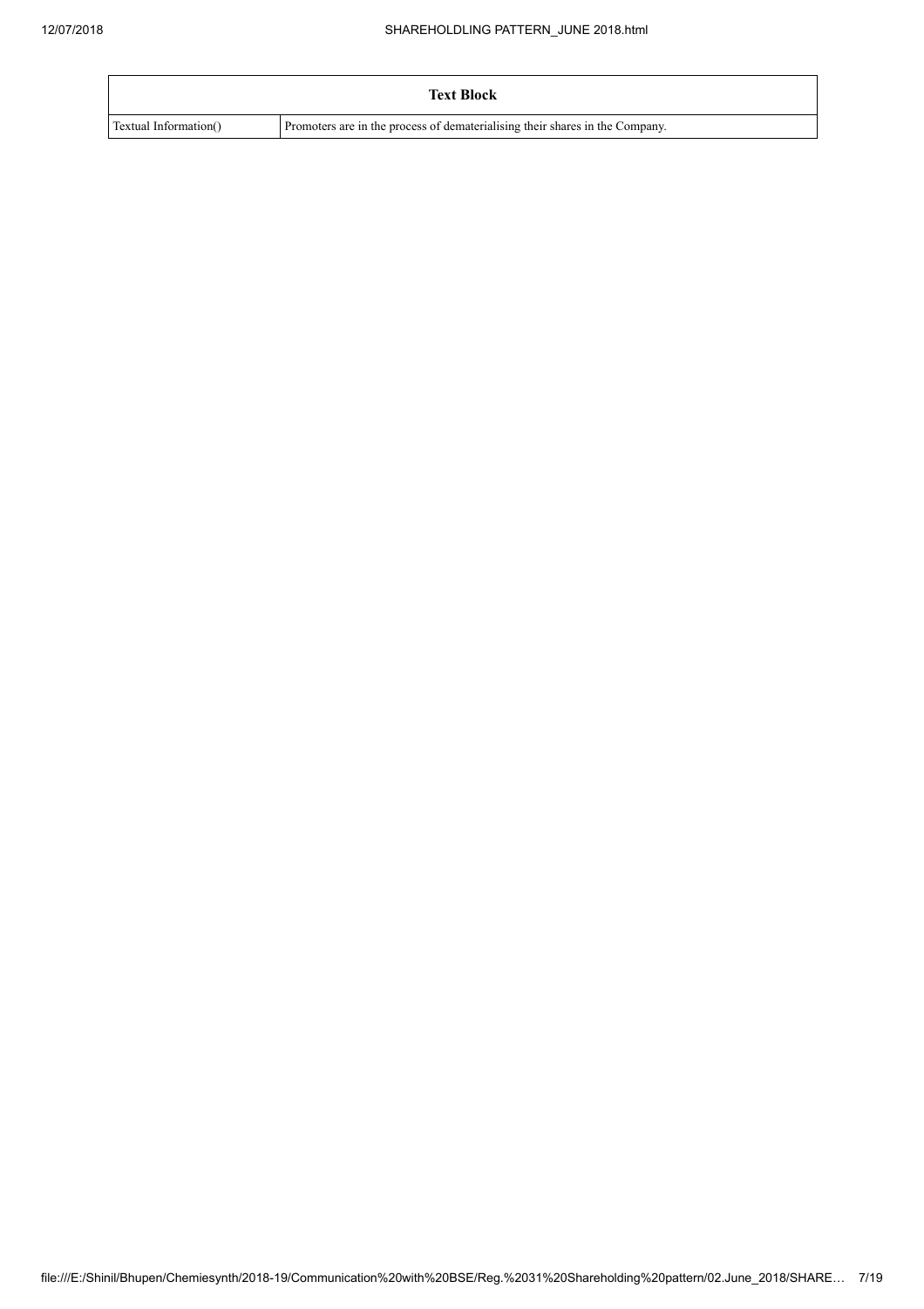| Text Block | |
|---|---|
| Textual Information() | Promoters are in the process of dematerialising their shares in the Company. |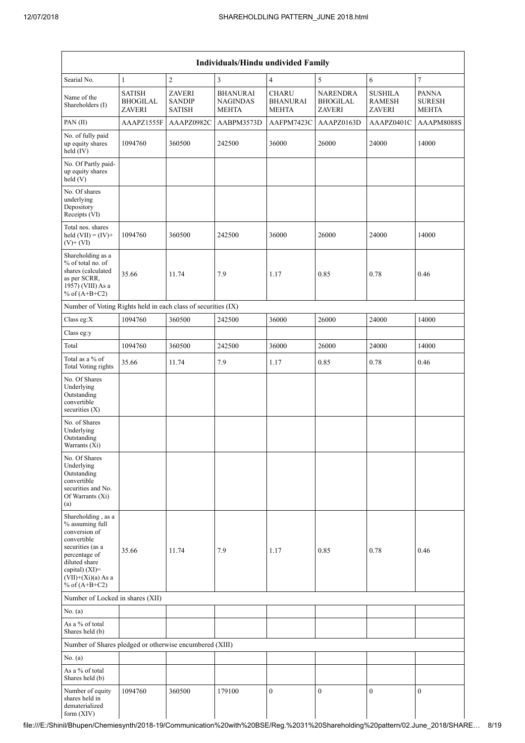| Individuals/Hindu undivided Family | | | | | | | |
|---|---|---|---|---|---|---|---|
| Searial No. | 1 | 2 | 3 | 4 | 5 | 6 | 7 |
| Name of the Shareholders (I) | SATISH BHOGILAL ZAVERI | ZAVERI SANDIP SATISH | BHANURAI NAGINDAS MEHTA | CHARU BHANURAI MEHTA | NARENDRA BHOGILAL ZAVERI | SUSHILA RAMESH ZAVERI | PANNA SURESH MEHTA |
| PAN (II) | AAAPZ1555F | AAAPZ0982C | AABPM3573D | AAFPM7423C | AAAPZ0163D | AAAPZ0401C | AAAPM8088S |
| No. of fully paid up equity shares held (IV) | 1094760 | 360500 | 242500 | 36000 | 26000 | 24000 | 14000 |
| No. Of Partly paid-up equity shares held (V) | | | | | | | |
| No. Of shares underlying Depository Receipts (VI) | | | | | | | |
| Total nos. shares held (VII) = (IV)+ (V)+ (VI) | 1094760 | 360500 | 242500 | 36000 | 26000 | 24000 | 14000 |
| Shareholding as a % of total no. of shares (calculated as per SCRR, 1957) (VIII) As a % of (A+B+C2) | 35.66 | 11.74 | 7.9 | 1.17 | 0.85 | 0.78 | 0.46 |
| Number of Voting Rights held in each class of securities (IX) | | | | | | | |
| Class eg:X | 1094760 | 360500 | 242500 | 36000 | 26000 | 24000 | 14000 |
| Class eg:y | | | | | | | |
| Total | 1094760 | 360500 | 242500 | 36000 | 26000 | 24000 | 14000 |
| Total as a % of Total Voting rights | 35.66 | 11.74 | 7.9 | 1.17 | 0.85 | 0.78 | 0.46 |
| No. Of Shares Underlying Outstanding convertible securities (X) | | | | | | | |
| No. of Shares Underlying Outstanding Warrants (Xi) | | | | | | | |
| No. Of Shares Underlying Outstanding convertible securities and No. Of Warrants (Xi) (a) | | | | | | | |
| Shareholding , as a % assuming full conversion of convertible securities (as a percentage of diluted share capital) (XI)= (VII)+(Xi)(a) As a % of (A+B+C2) | 35.66 | 11.74 | 7.9 | 1.17 | 0.85 | 0.78 | 0.46 |
| Number of Locked in shares (XII) | | | | | | | |
| No. (a) | | | | | | | |
| As a % of total Shares held (b) | | | | | | | |
| Number of Shares pledged or otherwise encumbered (XIII) | | | | | | | |
| No. (a) | | | | | | | |
| As a % of total Shares held (b) | | | | | | | |
| Number of equity shares held in dematerialized form (XIV) | 1094760 | 360500 | 179100 | 0 | 0 | 0 | 0 |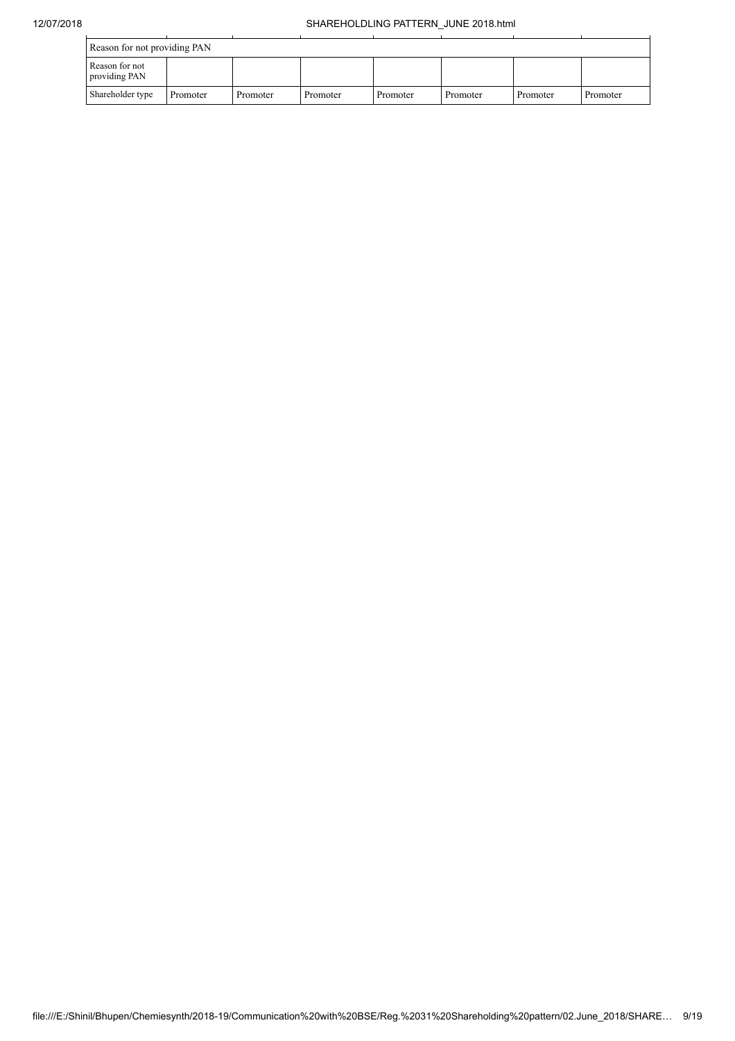| Reason for not providing PAN | | | | | | | |
|---|---|---|---|---|---|---|---|
| Reason for not providing PAN | | | | | | | |
| Shareholder type | Promoter | Promoter | Promoter | Promoter | Promoter | Promoter | Promoter |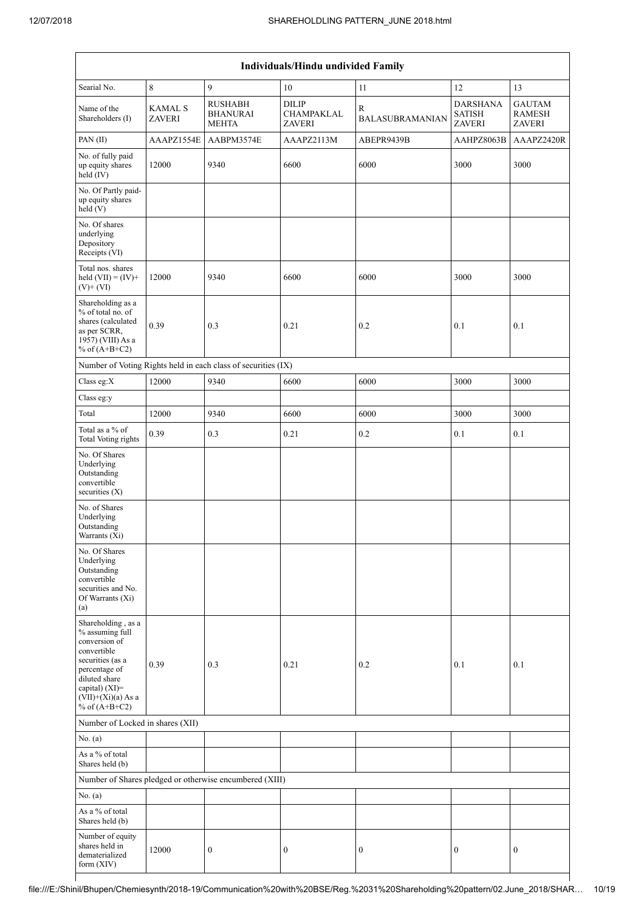| Individuals/Hindu undivided Family | | | | | | |
|---|---|---|---|---|---|---|
| Searial No. | 8 | 9 | 10 | 11 | 12 | 13 |
| Name of the Shareholders (I) | KAMAL S ZAVERI | RUSHABH BHANURAI MEHTA | DILIP CHAMPAKLAL ZAVERI | R BALASUBRAMANIAN | DARSHANA SATISH ZAVERI | GAUTAM RAMESH ZAVERI |
| PAN (II) | AAAPZ1554E | AABPM3574E | AAAPZ2113M | ABEPR9439B | AAHPZ8063B | AAAPZ2420R |
| No. of fully paid up equity shares held (IV) | 12000 | 9340 | 6600 | 6000 | 3000 | 3000 |
| No. Of Partly paid-up equity shares held (V) | | | | | | |
| No. Of shares underlying Depository Receipts (VI) | | | | | | |
| Total nos. shares held (VII) = (IV)+ (V)+ (VI) | 12000 | 9340 | 6600 | 6000 | 3000 | 3000 |
| Shareholding as a % of total no. of shares (calculated as per SCRR, 1957) (VIII) As a % of (A+B+C2) | 0.39 | 0.3 | 0.21 | 0.2 | 0.1 | 0.1 |
| Number of Voting Rights held in each class of securities (IX) | | | | | | |
| Class eg:X | 12000 | 9340 | 6600 | 6000 | 3000 | 3000 |
| Class eg:y | | | | | | |
| Total | 12000 | 9340 | 6600 | 6000 | 3000 | 3000 |
| Total as a % of Total Voting rights | 0.39 | 0.3 | 0.21 | 0.2 | 0.1 | 0.1 |
| No. Of Shares Underlying Outstanding convertible securities (X) | | | | | | |
| No. of Shares Underlying Outstanding Warrants (Xi) | | | | | | |
| No. Of Shares Underlying Outstanding convertible securities and No. Of Warrants (Xi) (a) | | | | | | |
| Shareholding , as a % assuming full conversion of convertible securities (as a percentage of diluted share capital) (XI)= (VII)+(Xi)(a) As a % of (A+B+C2) | 0.39 | 0.3 | 0.21 | 0.2 | 0.1 | 0.1 |
| Number of Locked in shares (XII) | | | | | | |
| No. (a) | | | | | | |
| As a % of total Shares held (b) | | | | | | |
| Number of Shares pledged or otherwise encumbered (XIII) | | | | | | |
| No. (a) | | | | | | |
| As a % of total Shares held (b) | | | | | | |
| Number of equity shares held in dematerialized form (XIV) | 12000 | 0 | 0 | 0 | 0 | 0 |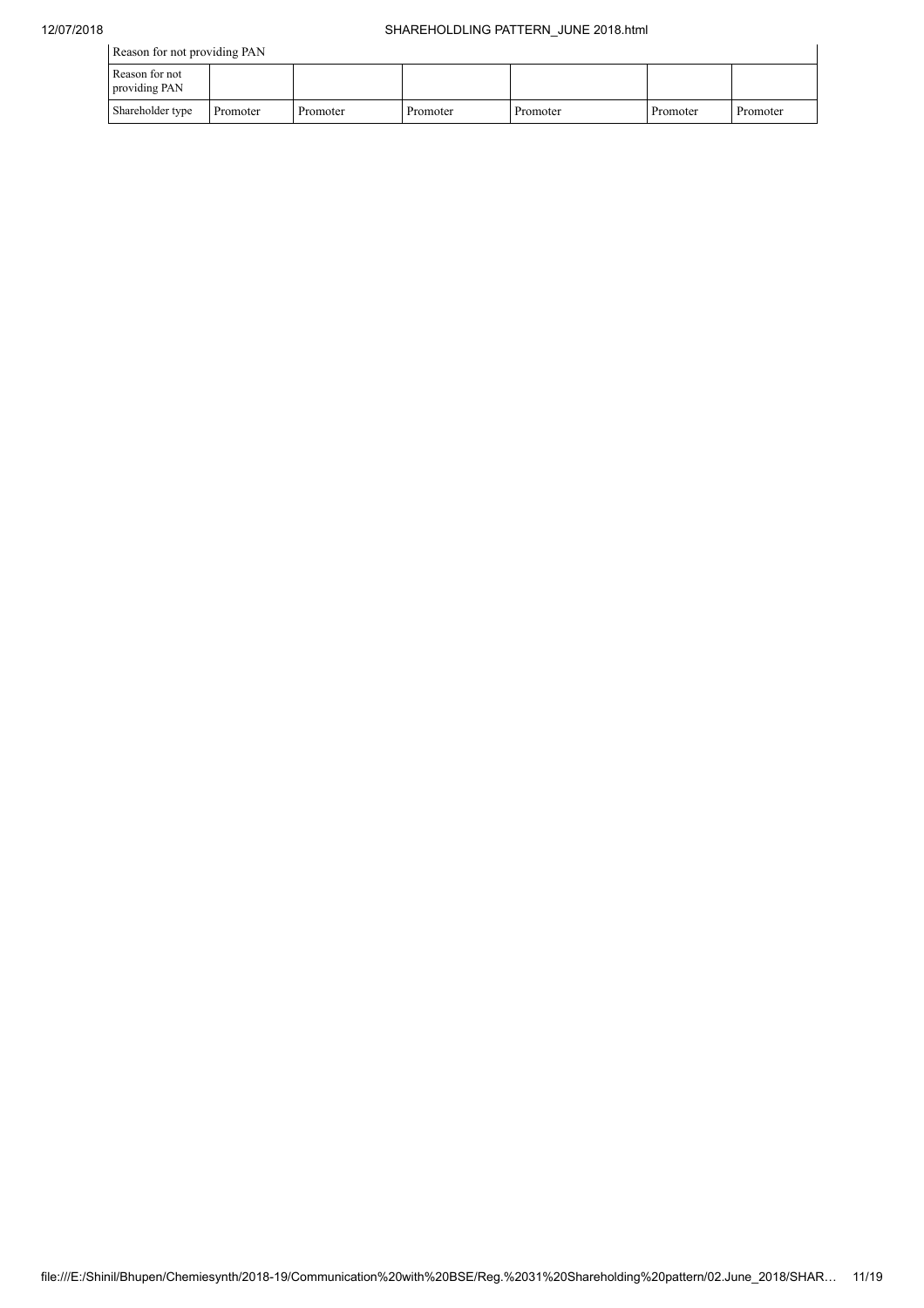| Reason for not providing PAN | | | | | | |
|---|---|---|---|---|---|---|
| Reason for not providing PAN | | | | | | |
| Shareholder type | Promoter | Promoter | Promoter | Promoter | Promoter | Promoter |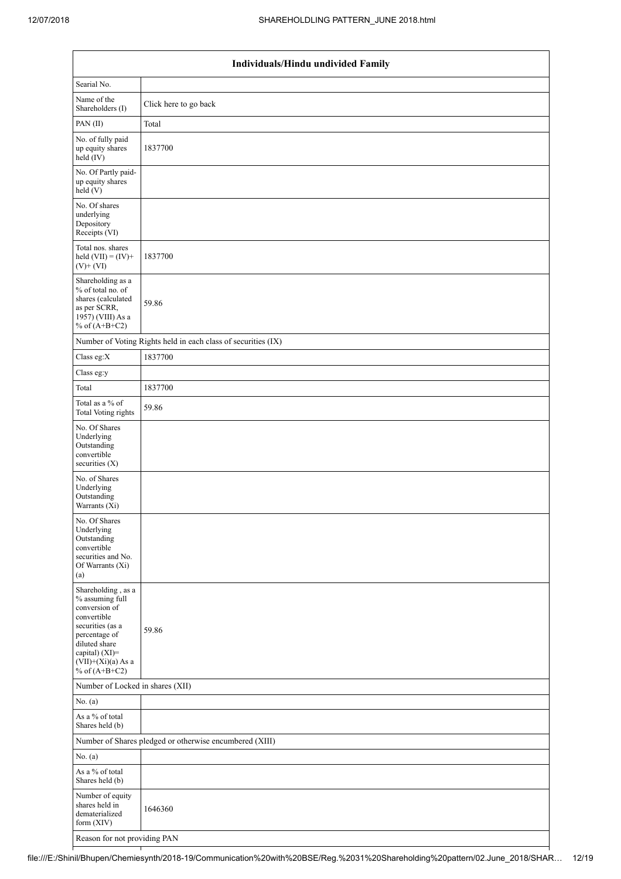| Individuals/Hindu undivided Family | |
|---|---|
| Searial No. | |
| Name of the Shareholders (I) | Click here to go back |
| PAN (II) | Total |
| No. of fully paid up equity shares held (IV) | 1837700 |
| No. Of Partly paid-up equity shares held (V) | |
| No. Of shares underlying Depository Receipts (VI) | |
| Total nos. shares held (VII) = (IV)+(V)+ (VI) | 1837700 |
| Shareholding as a % of total no. of shares (calculated as per SCRR, 1957) (VIII) As a % of (A+B+C2) | 59.86 |
| Number of Voting Rights held in each class of securities (IX) | |
| Class eg:X | 1837700 |
| Class eg:y | |
| Total | 1837700 |
| Total as a % of Total Voting rights | 59.86 |
| No. Of Shares Underlying Outstanding convertible securities (X) | |
| No. of Shares Underlying Outstanding Warrants (Xi) | |
| No. Of Shares Underlying Outstanding convertible securities and No. Of Warrants (Xi) (a) | |
| Shareholding , as a % assuming full conversion of convertible securities (as a percentage of diluted share capital) (XI)= (VII)+(Xi)(a) As a % of (A+B+C2) | 59.86 |
| Number of Locked in shares (XII) | |
| No. (a) | |
| As a % of total Shares held (b) | |
| Number of Shares pledged or otherwise encumbered (XIII) | |
| No. (a) | |
| As a % of total Shares held (b) | |
| Number of equity shares held in dematerialized form (XIV) | 1646360 |
| Reason for not providing PAN | |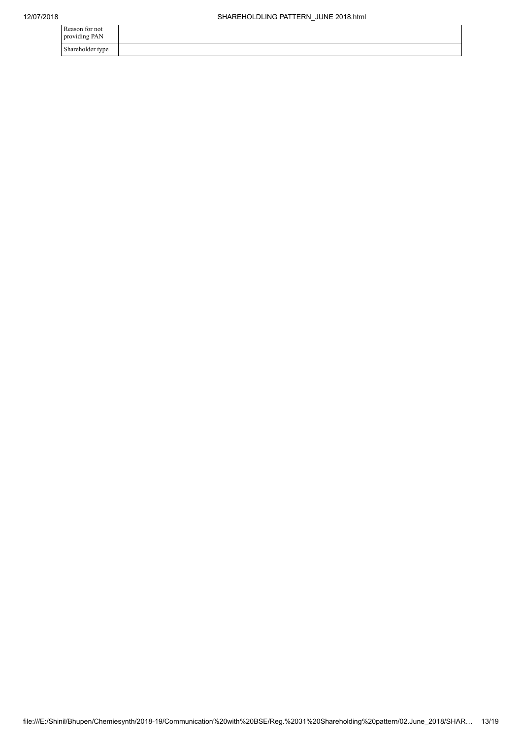| | |
|---|---|
| Reason for not providing PAN | |
| Shareholder type | |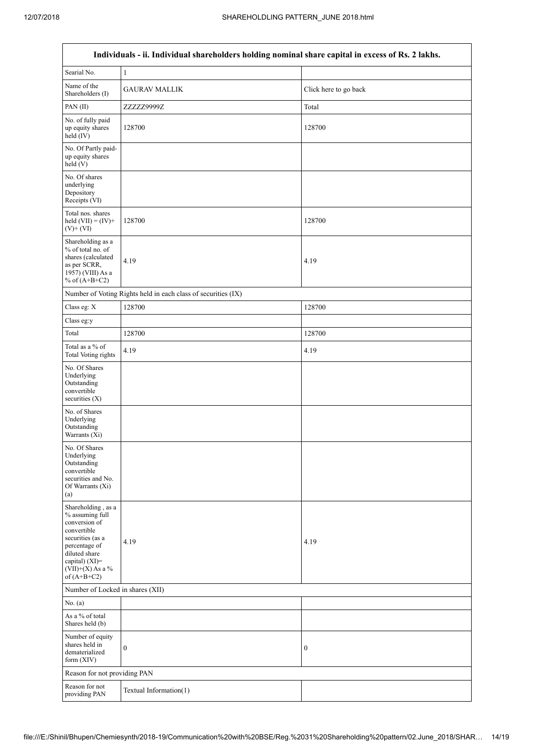| Individuals - ii. Individual shareholders holding nominal share capital in excess of Rs. 2 lakhs. | | |
|---|---|---|
| Searial No. | 1 | |
| Name of the Shareholders (I) | GAURAV MALLIK | Click here to go back |
| PAN (II) | ZZZZZ9999Z | Total |
| No. of fully paid up equity shares held (IV) | 128700 | 128700 |
| No. Of Partly paid-up equity shares held (V) | | |
| No. Of shares underlying Depository Receipts (VI) | | |
| Total nos. shares held (VII) = (IV)+ (V)+ (VI) | 128700 | 128700 |
| Shareholding as a % of total no. of shares (calculated as per SCRR, 1957) (VIII) As a % of (A+B+C2) | 4.19 | 4.19 |
| Number of Voting Rights held in each class of securities (IX) | | |
| Class eg: X | 128700 | 128700 |
| Class eg:y | | |
| Total | 128700 | 128700 |
| Total as a % of Total Voting rights | 4.19 | 4.19 |
| No. Of Shares Underlying Outstanding convertible securities (X) | | |
| No. of Shares Underlying Outstanding Warrants (Xi) | | |
| No. Of Shares Underlying Outstanding convertible securities and No. Of Warrants (Xi) (a) | | |
| Shareholding , as a % assuming full conversion of convertible securities (as a percentage of diluted share capital) (XI)= (VII)+(X) As a % of (A+B+C2) | 4.19 | 4.19 |
| Number of Locked in shares (XII) | | |
| No. (a) | | |
| As a % of total Shares held (b) | | |
| Number of equity shares held in dematerialized form (XIV) | 0 | 0 |
| Reason for not providing PAN | | |
| Reason for not providing PAN | Textual Information(1) | |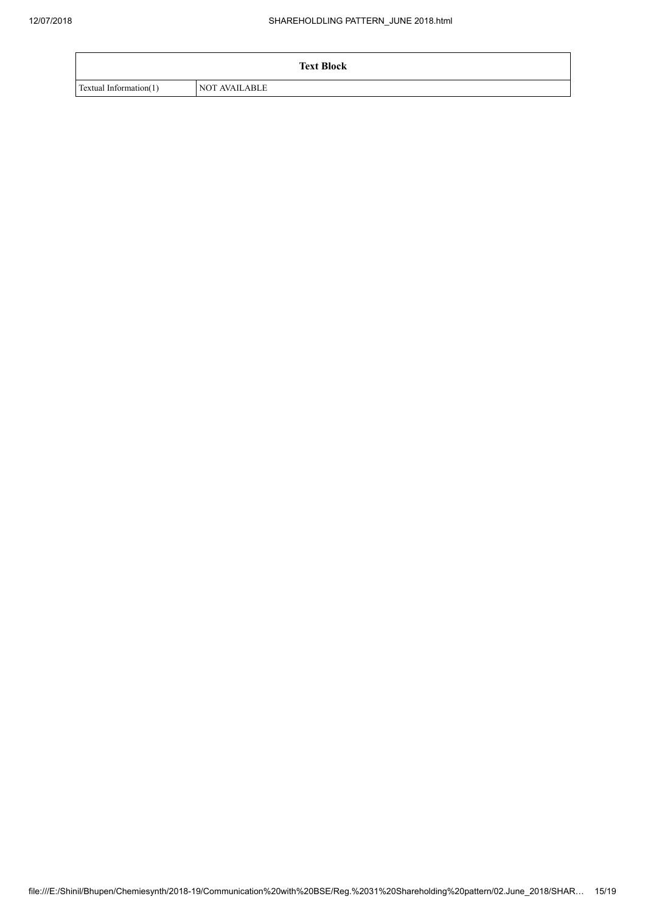| Text Block | |
|---|---|
| Textual Information(1) | NOT AVAILABLE |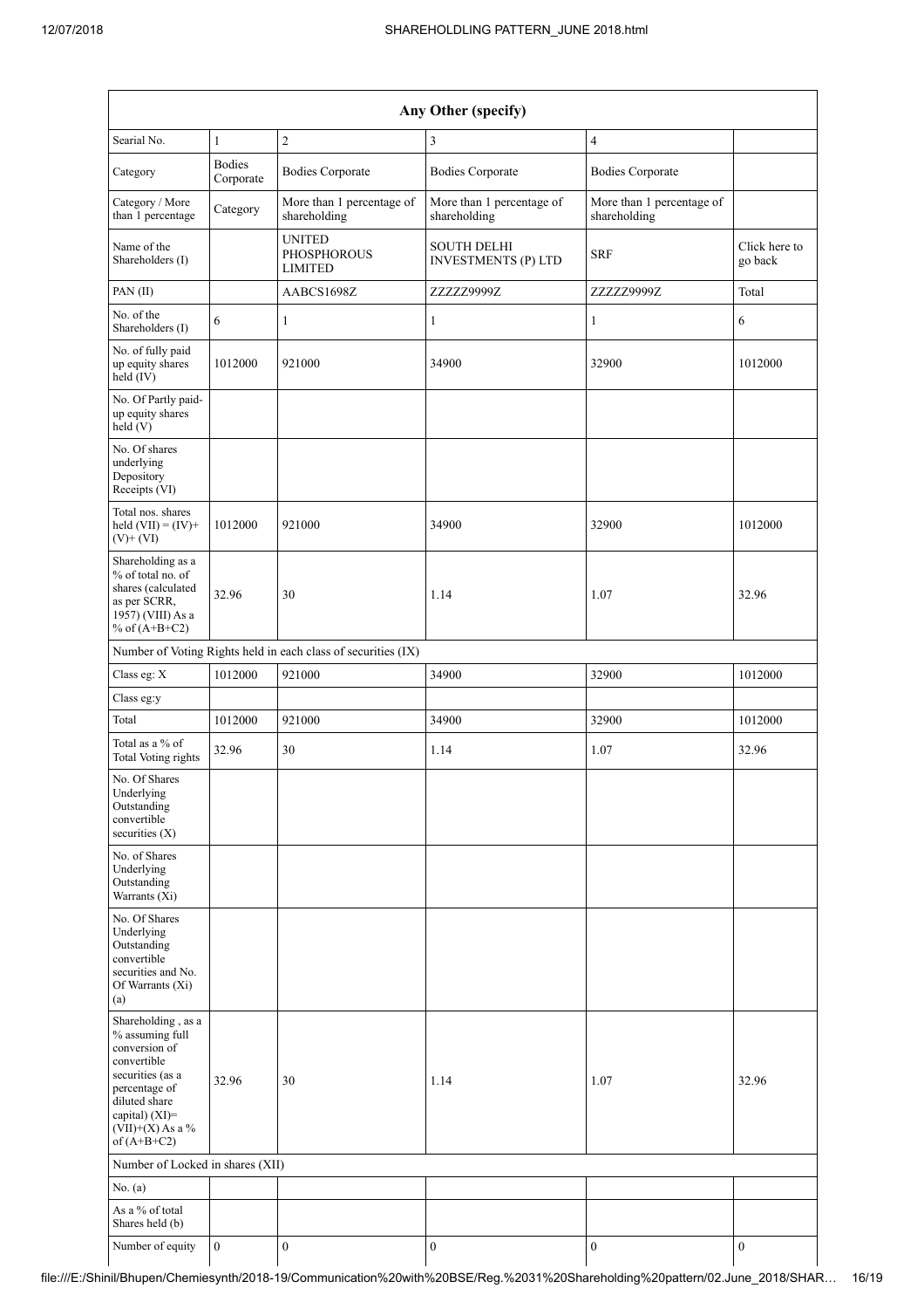| Any Other (specify) | | | | | |
|---|---|---|---|---|---|
| Searial No. | 1 | 2 | 3 | 4 | |
| Category | Bodies Corporate | Bodies Corporate | Bodies Corporate | Bodies Corporate | |
| Category / More than 1 percentage | Category | More than 1 percentage of shareholding | More than 1 percentage of shareholding | More than 1 percentage of shareholding | |
| Name of the Shareholders (I) | | UNITED PHOSPHOROUS LIMITED | SOUTH DELHI INVESTMENTS (P) LTD | SRF | Click here to go back |
| PAN (II) | | AABCS1698Z | ZZZZZ9999Z | ZZZZZ9999Z | Total |
| No. of the Shareholders (I) | 6 | 1 | 1 | 1 | 6 |
| No. of fully paid up equity shares held (IV) | 1012000 | 921000 | 34900 | 32900 | 1012000 |
| No. Of Partly paid-up equity shares held (V) | | | | | |
| No. Of shares underlying Depository Receipts (VI) | | | | | |
| Total nos. shares held (VII) = (IV)+ (V)+ (VI) | 1012000 | 921000 | 34900 | 32900 | 1012000 |
| Shareholding as a % of total no. of shares (calculated as per SCRR, 1957) (VIII) As a % of (A+B+C2) | 32.96 | 30 | 1.14 | 1.07 | 32.96 |
| Number of Voting Rights held in each class of securities (IX) | | | | | |
| Class eg: X | 1012000 | 921000 | 34900 | 32900 | 1012000 |
| Class eg:y | | | | | |
| Total | 1012000 | 921000 | 34900 | 32900 | 1012000 |
| Total as a % of Total Voting rights | 32.96 | 30 | 1.14 | 1.07 | 32.96 |
| No. Of Shares Underlying Outstanding convertible securities (X) | | | | | |
| No. of Shares Underlying Outstanding Warrants (Xi) | | | | | |
| No. Of Shares Underlying Outstanding convertible securities and No. Of Warrants (Xi) (a) | | | | | |
| Shareholding , as a % assuming full conversion of convertible securities (as a percentage of diluted share capital) (XI)= (VII)+(X) As a % of (A+B+C2) | 32.96 | 30 | 1.14 | 1.07 | 32.96 |
| Number of Locked in shares (XII) | | | | | |
| No. (a) | | | | | |
| As a % of total Shares held (b) | | | | | |
| Number of equity | 0 | 0 | 0 | 0 | 0 |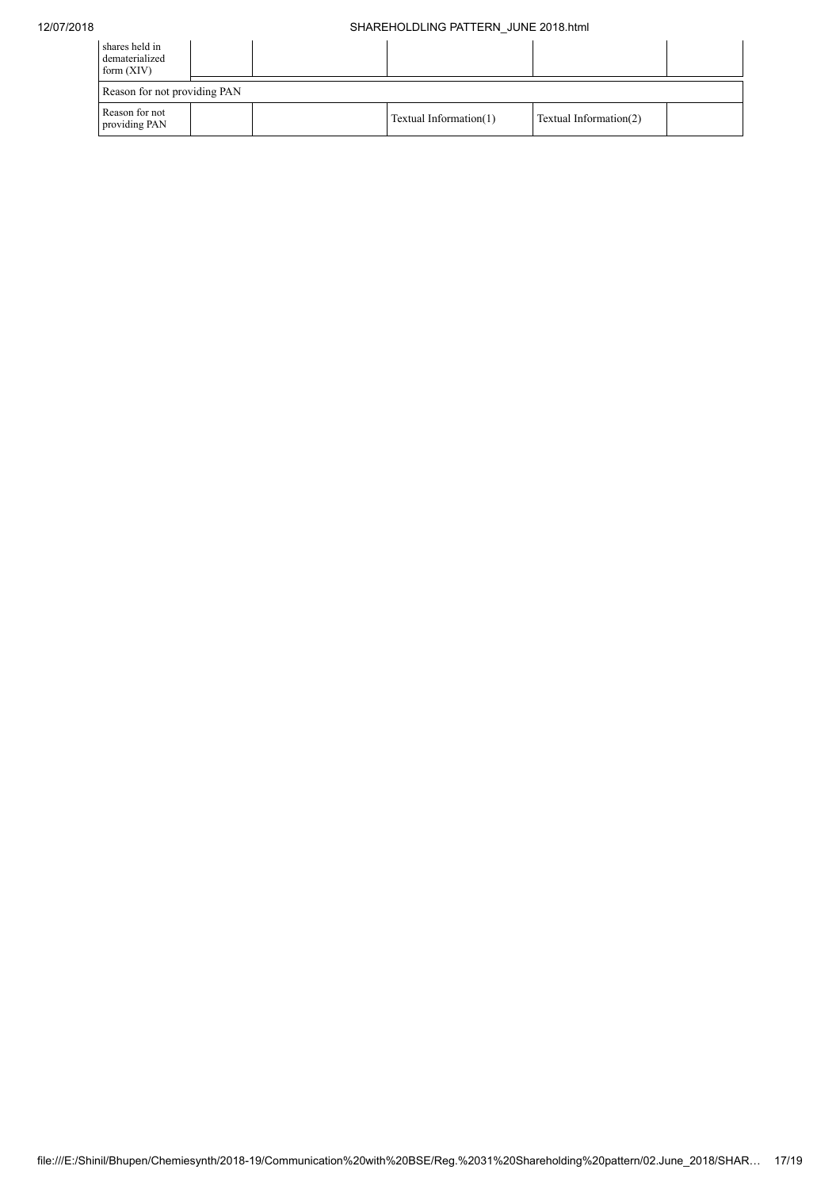| | | | | | |
|---|---|---|---|---|---|
| shares held in dematerialized form (XIV) | | | | | |
| Reason for not providing PAN | | | | | |
| Reason for not providing PAN | | | Textual Information(1) | Textual Information(2) | |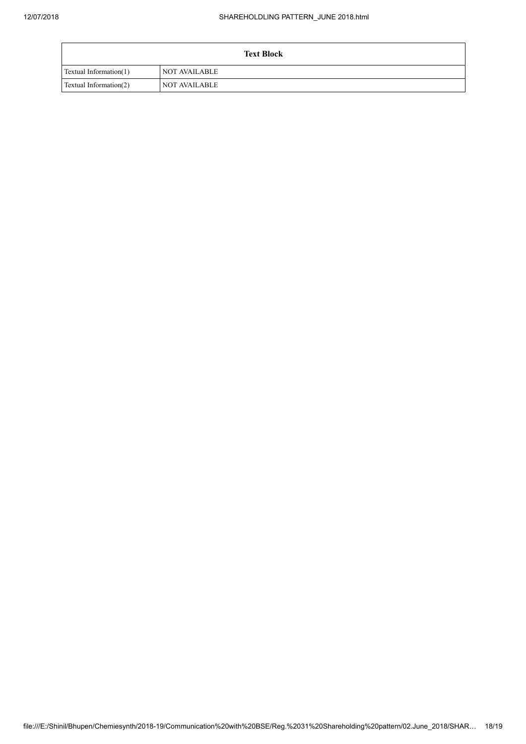| Text Block | |
|---|---|
| Textual Information(1) | NOT AVAILABLE |
| Textual Information(2) | NOT AVAILABLE |